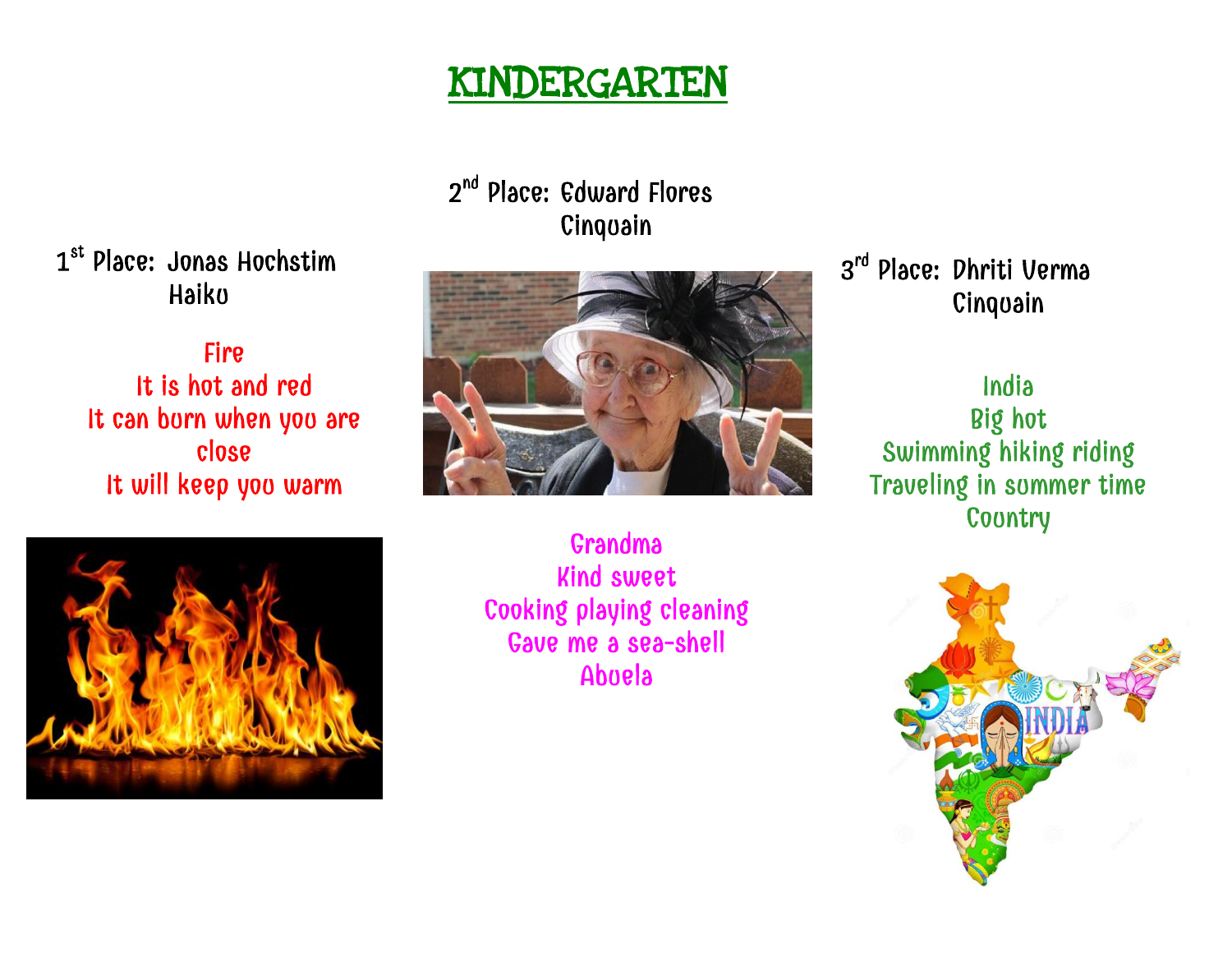# KINDERGARTEN

1st Place: Jonas Hochstim
Haiku

Fire
It is hot and red
It can burn when you are close
It will keep you warm

2nd Place: Edward Flores
Cinquain

Grandma
Kind sweet
Cooking playing cleaning
Gave me a sea-shell
Abuela

3rd Place: Dhriti Verma
Cinquain

India
Big hot
Swimming hiking riding
Traveling in summer time
Country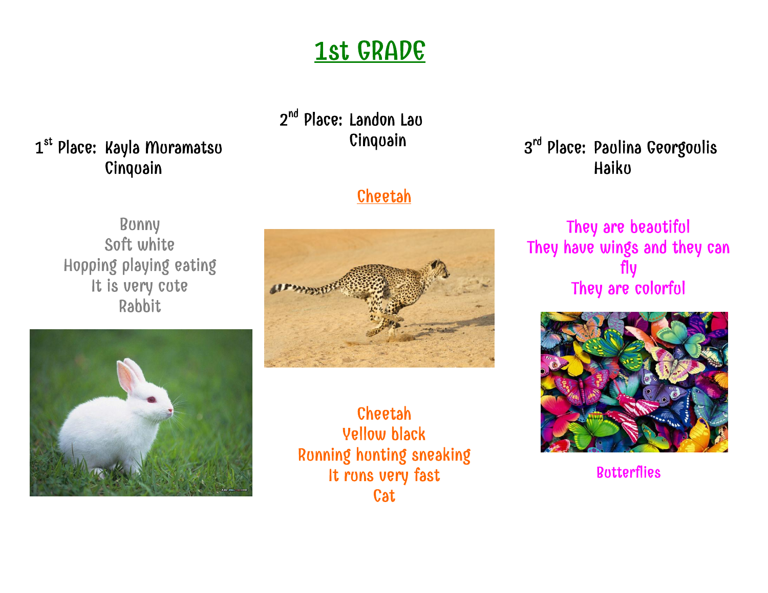# 1st GRADE

1st Place: Kayla Muramatsu
Cinquain

Bunny
Soft white
Hopping playing eating
It is very cute
Rabbit

2nd Place: Landon Lau
Cinquain

Cheetah

Cheetah
Yellow black
Running hunting sneaking
It runs very fast
Cat

3rd Place: Paulina Georgoulis
Haiku

They are beautiful
They have wings and they can fly
They are colorful

Butterflies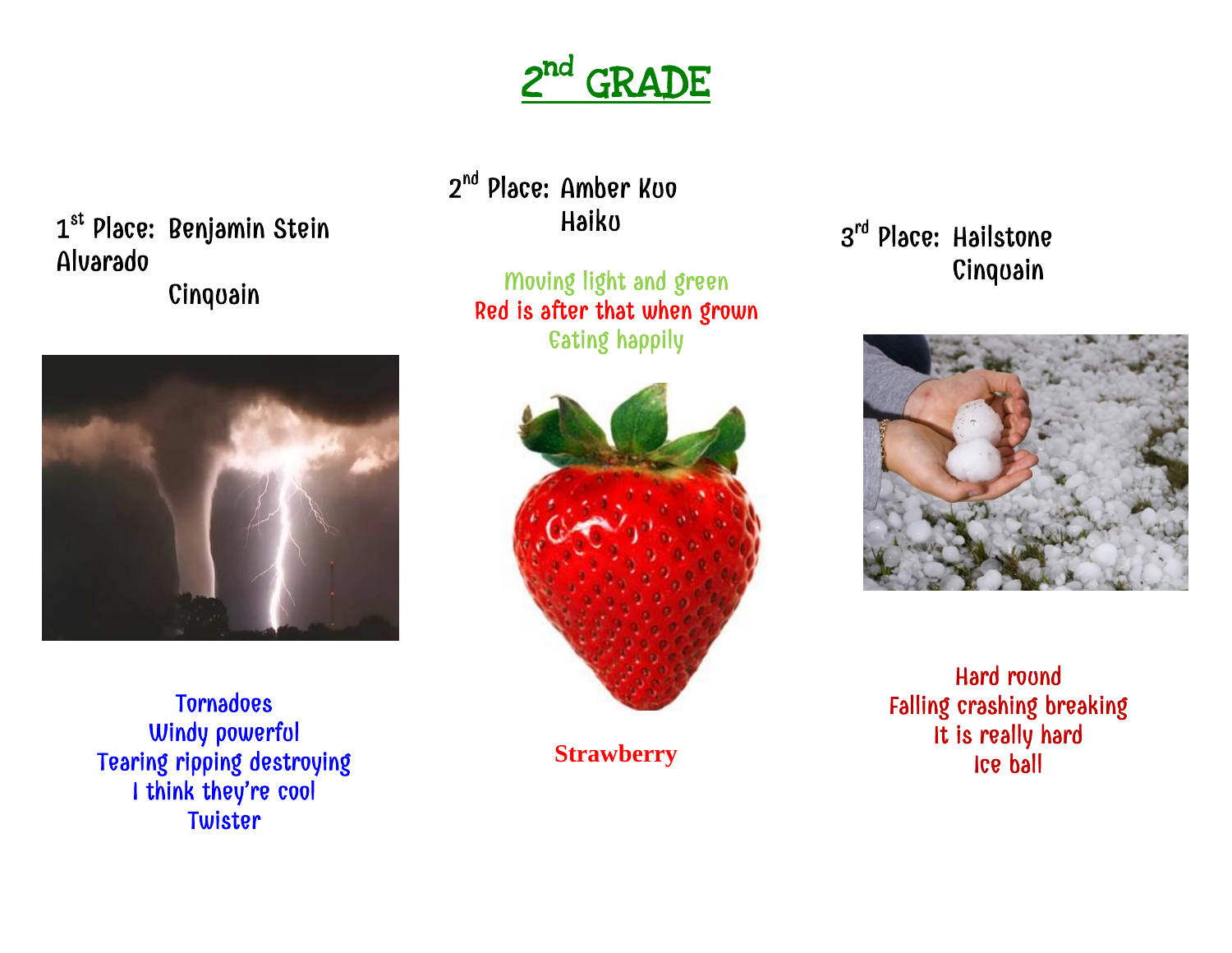# 2nd GRADE

1st Place: Benjamin Stein Alvarado
Cinquain

Tornadoes
Windy powerful
Tearing ripping destroying
I think they're cool
Twister

2nd Place: Amber Koo
Haiku

Moving light and green
Red is after that when grown
Eating happily

**Strawberry**

3rd Place: Hailstone
Cinquain

Hard round
Falling crashing breaking
It is really hard
Ice ball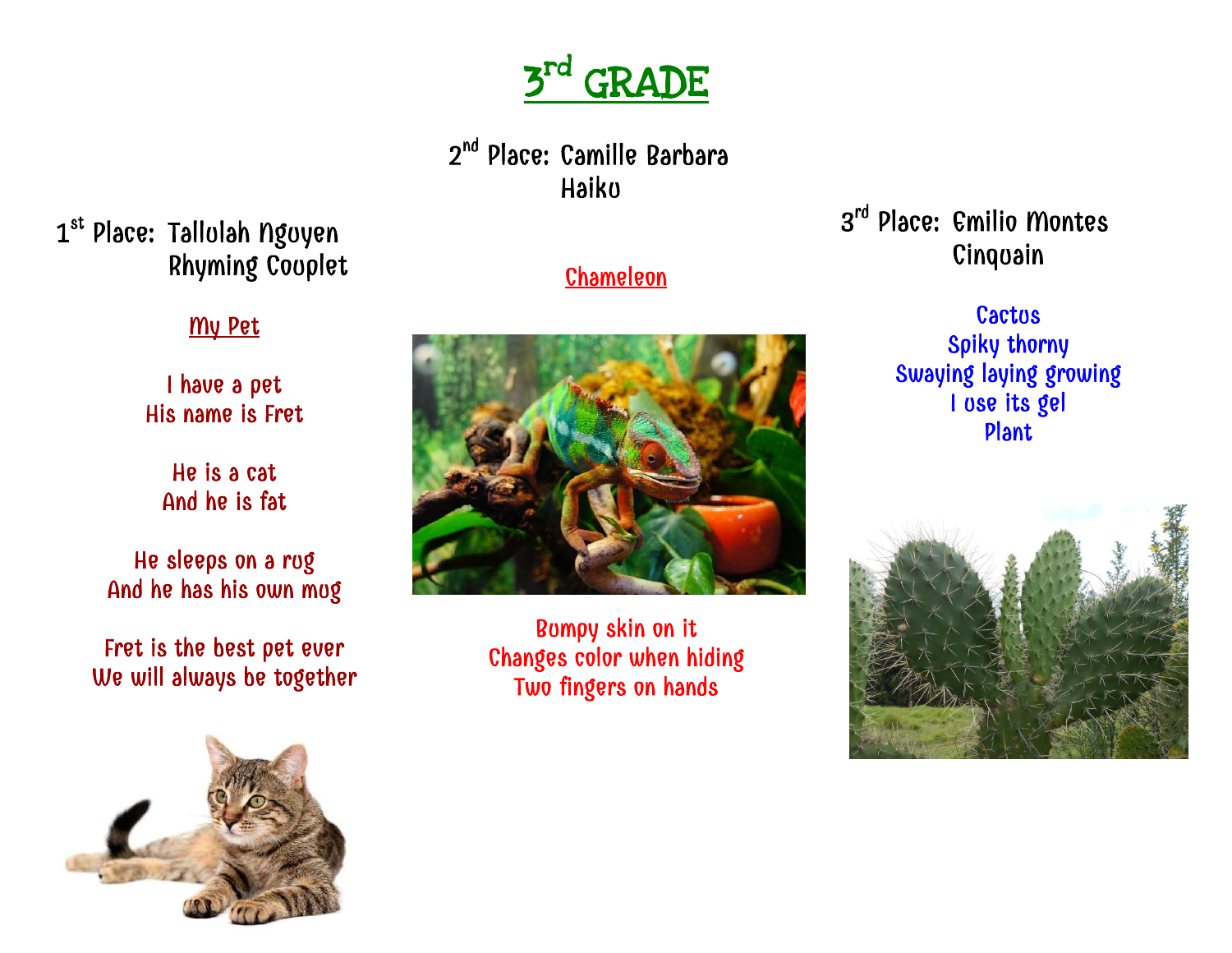# 3rd GRADE

## 1st Place: Tallulah Nguyen
Rhyming Couplet

### My Pet

I have a pet
His name is Fret

He is a cat
And he is fat

He sleeps on a rug
And he has his own mug

Fret is the best pet ever
We will always be together

## 2nd Place: Camille Barbara
Haiku

### Chameleon

Bumpy skin on it
Changes color when hiding
Two fingers on hands

## 3rd Place: Emilio Montes
Cinquain

Cactus
Spiky thorny
Swaying laying growing
I use its gel
Plant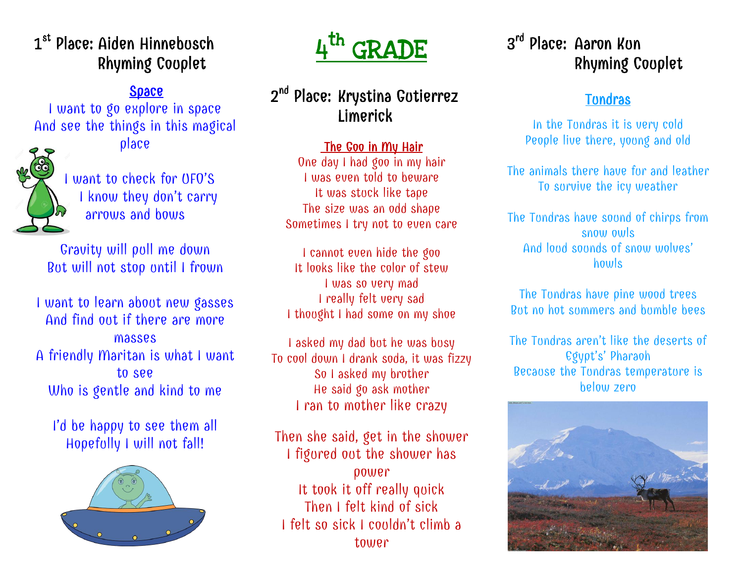# 4th GRADE

## 1st Place: Aiden Hinnebusch
### Rhyming Couplet

**Space**

I want to go explore in space
And see the things in this magical place

I want to check for UFO'S
I know they don't carry arrows and bows

Gravity will pull me down
But will not stop until I frown

I want to learn about new gasses
And find out if there are more masses
A friendly Maritan is what I want to see
Who is gentle and kind to me

I'd be happy to see them all
Hopefully I will not fall!

## 2nd Place: Krystina Gutierrez
### Limerick

**The Goo in My Hair**

One day I had goo in my hair
I was even told to beware
It was stuck like tape
The size was an odd shape
Sometimes I try not to even care

I cannot even hide the goo
It looks like the color of stew
I was so very mad
I really felt very sad
I thought I had some on my shoe

I asked my dad but he was busy
To cool down I drank soda, it was fizzy
So I asked my brother
He said go ask mother
I ran to mother like crazy

Then she said, get in the shower
I figured out the shower has power
It took it off really quick
Then I felt kind of sick
I felt so sick I couldn't climb a tower

## 3rd Place: Aaron Kon
### Rhyming Couplet

**Tundras**

In the Tundras it is very cold
People live there, young and old

The animals there have fur and leather
To survive the icy weather

The Tundras have sound of chirps from snow owls
And loud sounds of snow wolves' howls

The Tundras have pine wood trees
But no hot summers and bumble bees

The Tundras aren't like the deserts of Egypt's' Pharaoh
Because the Tundras temperature is below zero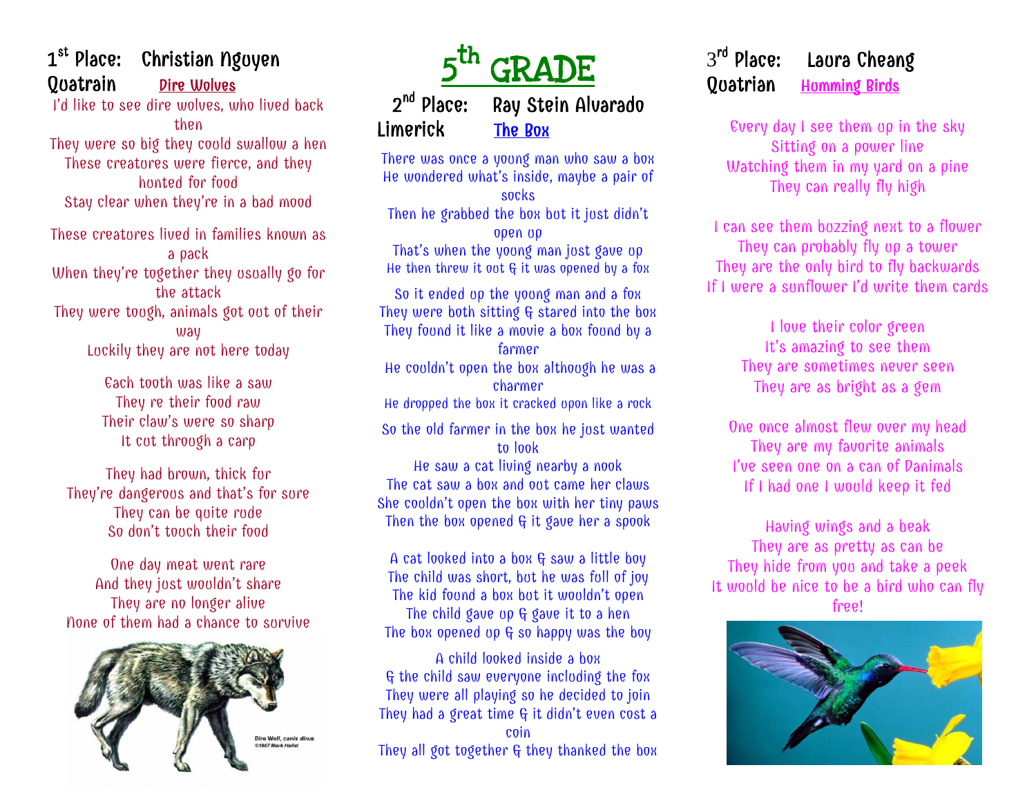# 5th GRADE

## 1st Place: Christian Nguyen

**Quatrain** — **Dire Wolves**

I'd like to see dire wolves, who lived back then
They were so big they could swallow a hen
These creatures were fierce, and they hunted for food
Stay clear when they're in a bad mood

These creatures lived in families known as a pack
When they're together they usually go for the attack
They were tough, animals got out of their way
Luckily they are not here today

Each tooth was like a saw
They re their food raw
Their claw's were so sharp
It cut through a carp

They had brown, thick fur
They're dangerous and that's for sure
They can be quite rude
So don't touch their food

One day meat went rare
And they just wouldn't share
They are no longer alive
None of them had a chance to survive

Dire Wolf, *canis dirus*
©1987 Mark Hallet

## 2nd Place: Ray Stein Alvarado

**Limerick** — **The Box**

There was once a young man who saw a box
He wondered what's inside, maybe a pair of socks
Then he grabbed the box but it just didn't open up
That's when the young man just gave up
He then threw it out & it was opened by a fox

So it ended up the young man and a fox
They were both sitting & stared into the box
They found it like a movie a box found by a farmer
He couldn't open the box although he was a charmer
He dropped the box it cracked upon like a rock

So the old farmer in the box he just wanted to look
He saw a cat living nearby a nook
The cat saw a box and out came her claws
She couldn't open the box with her tiny paws
Then the box opened & it gave her a spook

A cat looked into a box & saw a little boy
The child was short, but he was full of joy
The kid found a box but it wouldn't open
The child gave up & gave it to a hen
The box opened up & so happy was the boy

A child looked inside a box
& the child saw everyone including the fox
They were all playing so he decided to join
They had a great time & it didn't even cost a coin
They all got together & they thanked the box

## 3rd Place: Laura Cheang

**Quatrian** — **Humming Birds**

Every day I see them up in the sky
Sitting on a power line
Watching them in my yard on a pine
They can really fly high

I can see them buzzing next to a flower
They can probably fly up a tower
They are the only bird to fly backwards
If I were a sunflower I'd write them cards

I love their color green
It's amazing to see them
They are sometimes never seen
They are as bright as a gem

One once almost flew over my head
They are my favorite animals
I've seen one on a can of Danimals
If I had one I would keep it fed

Having wings and a beak
They are as pretty as can be
They hide from you and take a peek
It would be nice to be a bird who can fly free!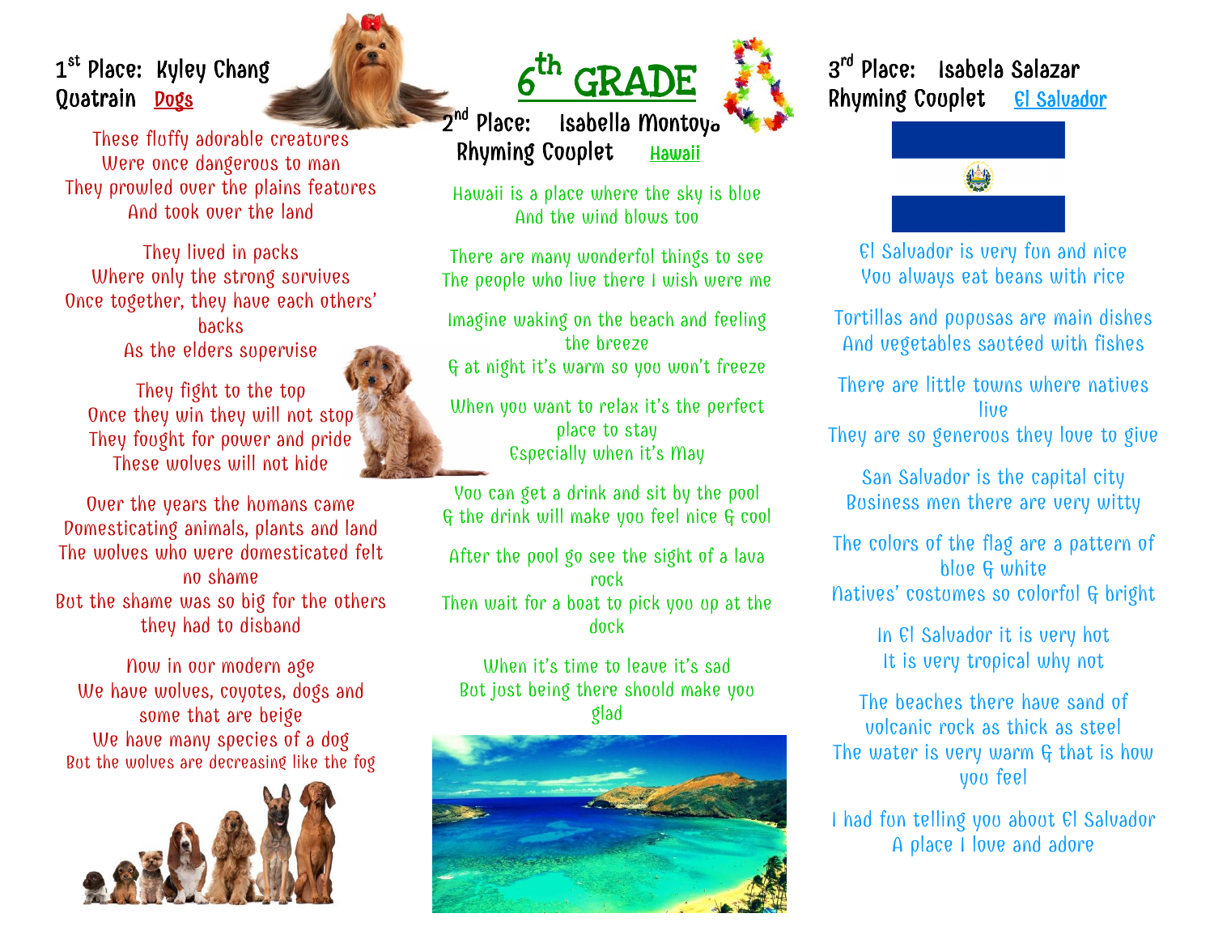# 6th GRADE

## 1st Place: Kyley Chang

**Quatrain** Dogs

These fluffy adorable creatures
Were once dangerous to man
They prowled over the plains features
And took over the land

They lived in packs
Where only the strong survives
Once together, they have each others' backs
As the elders supervise

They fight to the top
Once they win they will not stop
They fought for power and pride
These wolves will not hide

Over the years the humans came
Domesticating animals, plants and land
The wolves who were domesticated felt no shame
But the shame was so big for the others they had to disband

Now in our modern age
We have wolves, coyotes, dogs and some that are beige
We have many species of a dog
But the wolves are decreasing like the fog

## 2nd Place: Isabella Montoya

**Rhyming Couplet** Hawaii

Hawaii is a place where the sky is blue
And the wind blows too

There are many wonderful things to see
The people who live there I wish were me

Imagine waking on the beach and feeling the breeze
& at night it's warm so you won't freeze

When you want to relax it's the perfect place to stay
Especially when it's May

You can get a drink and sit by the pool
& the drink will make you feel nice & cool

After the pool go see the sight of a lava rock
Then wait for a boat to pick you up at the dock

When it's time to leave it's sad
But just being there should make you glad

## 3rd Place: Isabela Salazar

**Rhyming Couplet** El Salvador

El Salvador is very fun and nice
You always eat beans with rice

Tortillas and pupusas are main dishes
And vegetables sautéed with fishes

There are little towns where natives live
They are so generous they love to give

San Salvador is the capital city
Business men there are very witty

The colors of the flag are a pattern of blue & white
Natives' costumes so colorful & bright

In El Salvador it is very hot
It is very tropical why not

The beaches there have sand of volcanic rock as thick as steel
The water is very warm & that is how you feel

I had fun telling you about El Salvador
A place I love and adore